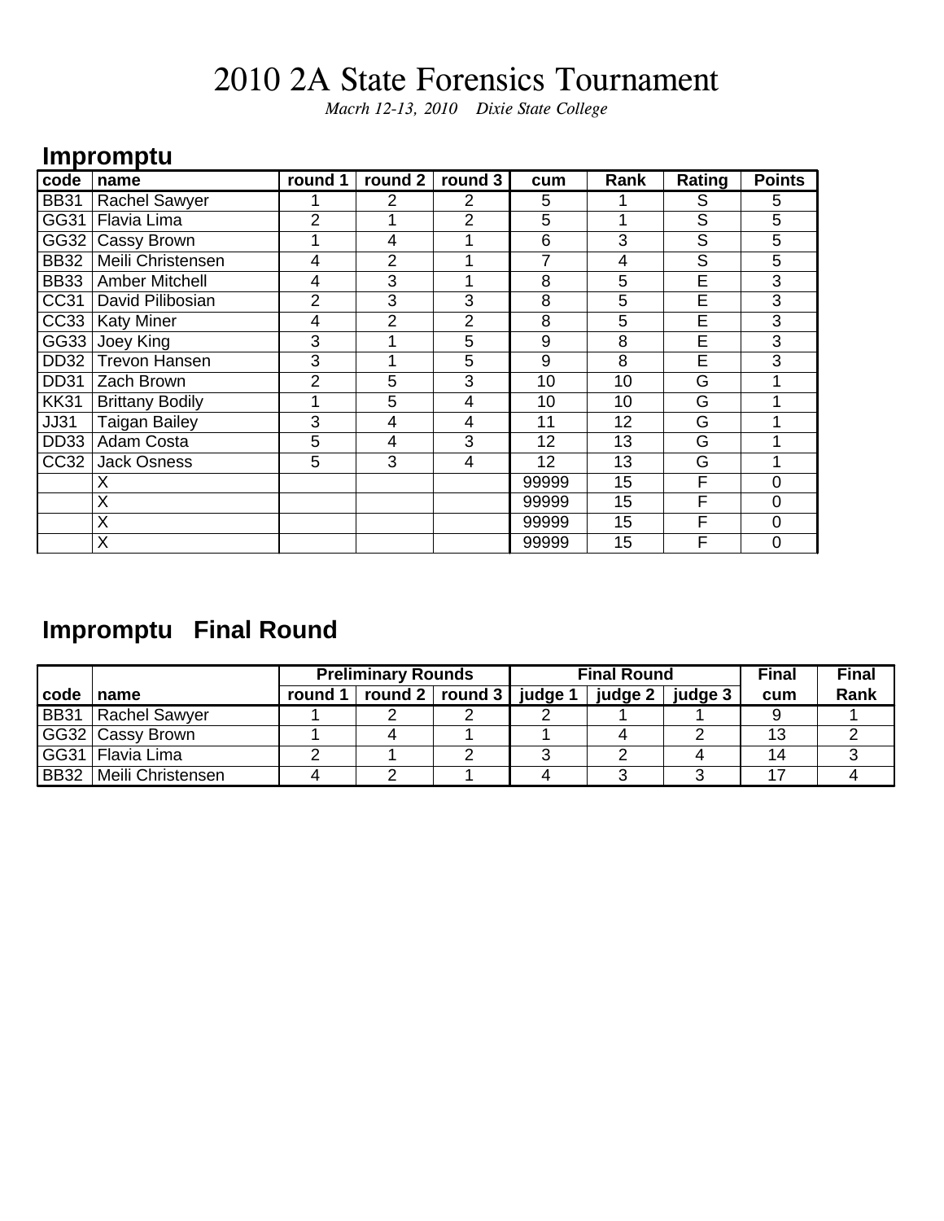# 2010 2A State Forensics Tournament

*Macrh 12-13, 2010    Dixie State College*

## Impromptu

| code | name | round 1 | round 2 | round 3 | cum | Rank | Rating | Points |
|---|---|---|---|---|---|---|---|---|
| BB31 | Rachel Sawyer | 1 | 2 | 2 | 5 | 1 | S | 5 |
| GG31 | Flavia Lima | 2 | 1 | 2 | 5 | 1 | S | 5 |
| GG32 | Cassy Brown | 1 | 4 | 1 | 6 | 3 | S | 5 |
| BB32 | Meili Christensen | 4 | 2 | 1 | 7 | 4 | S | 5 |
| BB33 | Amber Mitchell | 4 | 3 | 1 | 8 | 5 | E | 3 |
| CC31 | David Pilibosian | 2 | 3 | 3 | 8 | 5 | E | 3 |
| CC33 | Katy Miner | 4 | 2 | 2 | 8 | 5 | E | 3 |
| GG33 | Joey King | 3 | 1 | 5 | 9 | 8 | E | 3 |
| DD32 | Trevon Hansen | 3 | 1 | 5 | 9 | 8 | E | 3 |
| DD31 | Zach Brown | 2 | 5 | 3 | 10 | 10 | G | 1 |
| KK31 | Brittany Bodily | 1 | 5 | 4 | 10 | 10 | G | 1 |
| JJ31 | Taigan Bailey | 3 | 4 | 4 | 11 | 12 | G | 1 |
| DD33 | Adam Costa | 5 | 4 | 3 | 12 | 13 | G | 1 |
| CC32 | Jack Osness | 5 | 3 | 4 | 12 | 13 | G | 1 |
| | X | | | | 99999 | 15 | F | 0 |
| | X | | | | 99999 | 15 | F | 0 |
| | X | | | | 99999 | 15 | F | 0 |
| | X | | | | 99999 | 15 | F | 0 |

## Impromptu   Final Round

| | | Preliminary Rounds | | | Final Round | | | Final | Final |
|---|---|---|---|---|---|---|---|---|---|
| code | name | round 1 | round 2 | round 3 | judge 1 | judge 2 | judge 3 | cum | Rank |
| BB31 | Rachel Sawyer | 1 | 2 | 2 | 2 | 1 | 1 | 9 | 1 |
| GG32 | Cassy Brown | 1 | 4 | 1 | 1 | 4 | 2 | 13 | 2 |
| GG31 | Flavia Lima | 2 | 1 | 2 | 3 | 2 | 4 | 14 | 3 |
| BB32 | Meili Christensen | 4 | 2 | 1 | 4 | 3 | 3 | 17 | 4 |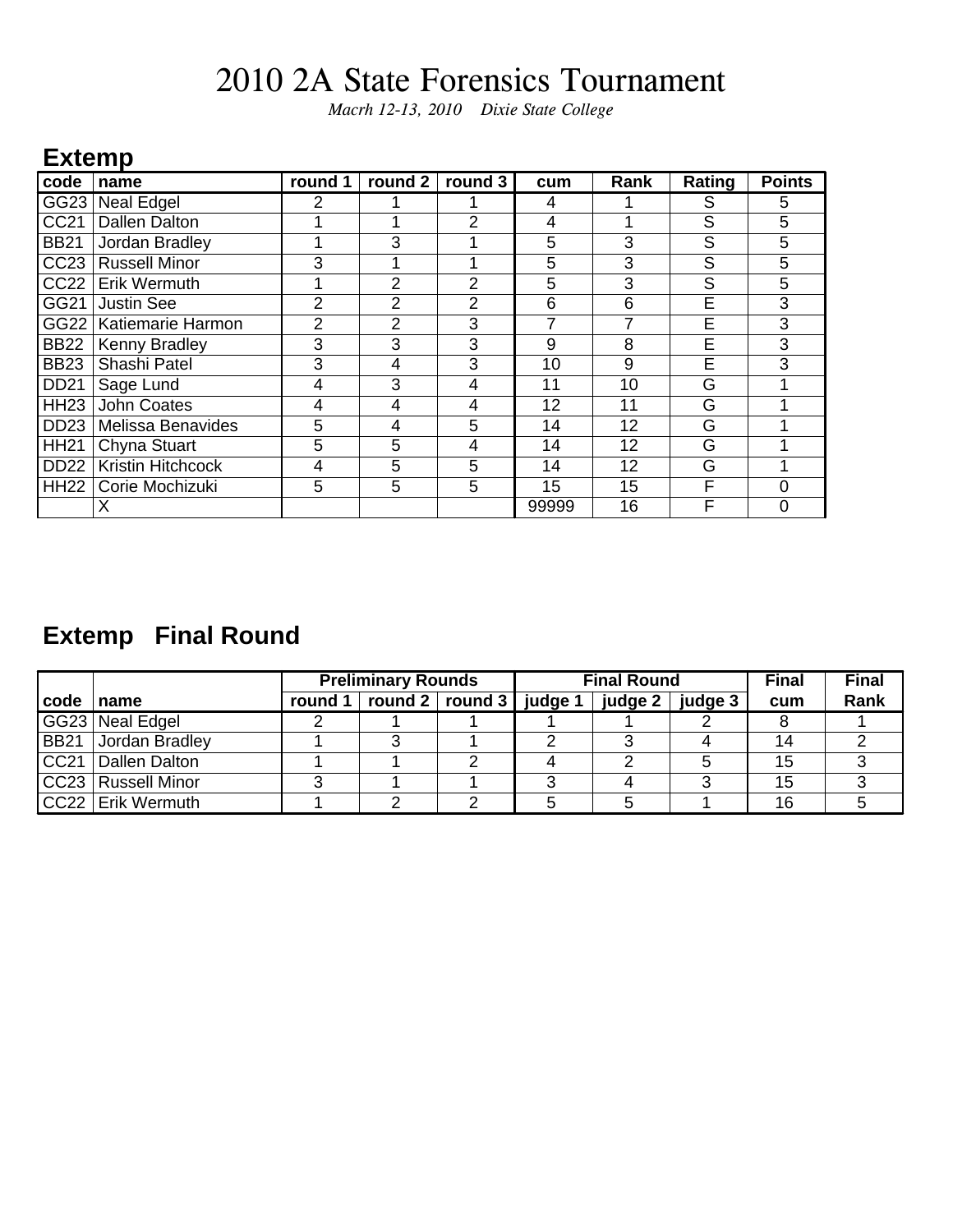# 2010 2A State Forensics Tournament

*Macrh 12-13, 2010 Dixie State College*

## Extemp

| code | name | round 1 | round 2 | round 3 | cum | Rank | Rating | Points |
|---|---|---|---|---|---|---|---|---|
| GG23 | Neal Edgel | 2 | 1 | 1 | 4 | 1 | S | 5 |
| CC21 | Dallen Dalton | 1 | 1 | 2 | 4 | 1 | S | 5 |
| BB21 | Jordan Bradley | 1 | 3 | 1 | 5 | 3 | S | 5 |
| CC23 | Russell Minor | 3 | 1 | 1 | 5 | 3 | S | 5 |
| CC22 | Erik Wermuth | 1 | 2 | 2 | 5 | 3 | S | 5 |
| GG21 | Justin See | 2 | 2 | 2 | 6 | 6 | E | 3 |
| GG22 | Katiemarie Harmon | 2 | 2 | 3 | 7 | 7 | E | 3 |
| BB22 | Kenny Bradley | 3 | 3 | 3 | 9 | 8 | E | 3 |
| BB23 | Shashi Patel | 3 | 4 | 3 | 10 | 9 | E | 3 |
| DD21 | Sage Lund | 4 | 3 | 4 | 11 | 10 | G | 1 |
| HH23 | John Coates | 4 | 4 | 4 | 12 | 11 | G | 1 |
| DD23 | Melissa Benavides | 5 | 4 | 5 | 14 | 12 | G | 1 |
| HH21 | Chyna Stuart | 5 | 5 | 4 | 14 | 12 | G | 1 |
| DD22 | Kristin Hitchcock | 4 | 5 | 5 | 14 | 12 | G | 1 |
| HH22 | Corie Mochizuki | 5 | 5 | 5 | 15 | 15 | F | 0 |
| | X | | | | 99999 | 16 | F | 0 |

## Extemp Final Round

| | | Preliminary Rounds | | | Final Round | | | Final | Final |
|---|---|---|---|---|---|---|---|---|---|
| code | name | round 1 | round 2 | round 3 | judge 1 | judge 2 | judge 3 | cum | Rank |
| GG23 | Neal Edgel | 2 | 1 | 1 | 1 | 1 | 2 | 8 | 1 |
| BB21 | Jordan Bradley | 1 | 3 | 1 | 2 | 3 | 4 | 14 | 2 |
| CC21 | Dallen Dalton | 1 | 1 | 2 | 4 | 2 | 5 | 15 | 3 |
| CC23 | Russell Minor | 3 | 1 | 1 | 3 | 4 | 3 | 15 | 3 |
| CC22 | Erik Wermuth | 1 | 2 | 2 | 5 | 5 | 1 | 16 | 5 |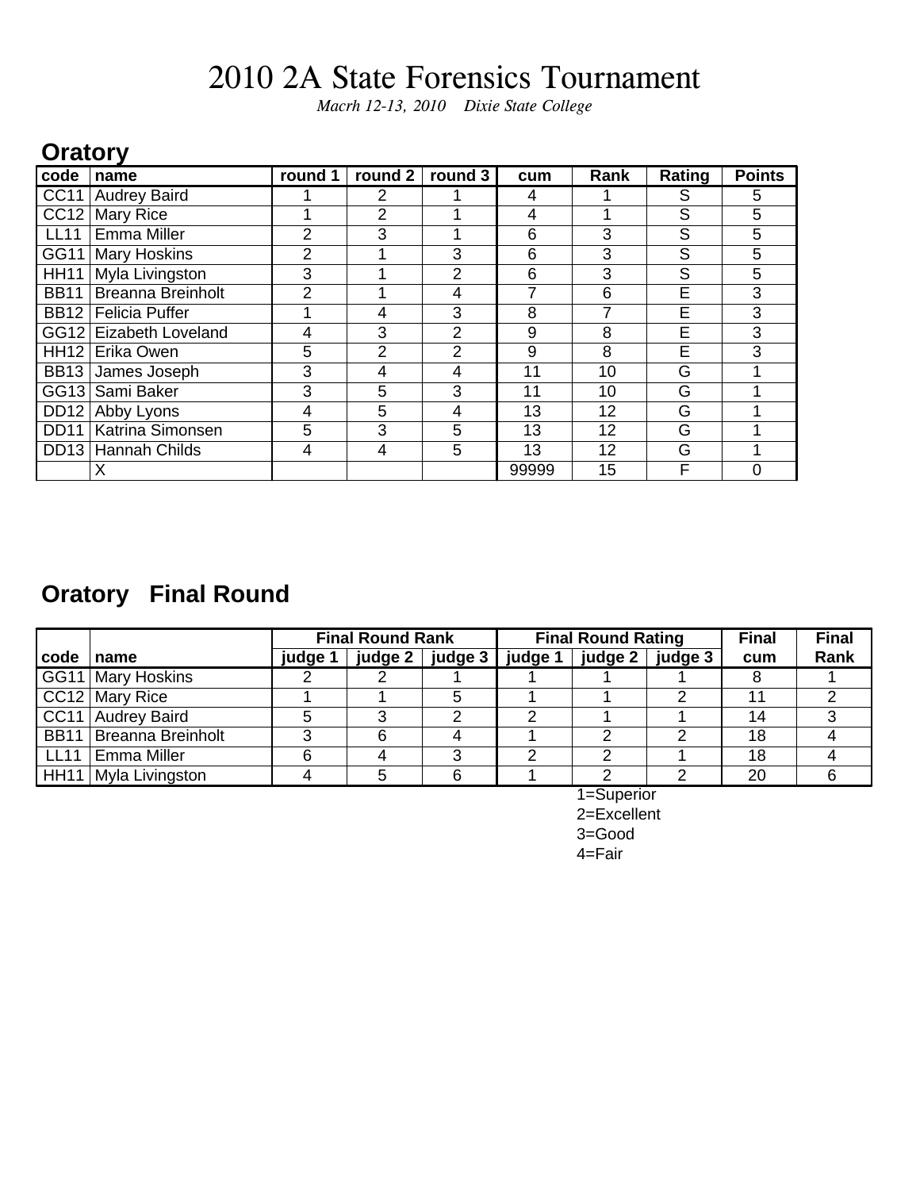# 2010 2A State Forensics Tournament

*Macrh 12-13, 2010 Dixie State College*

## Oratory

| code | name | round 1 | round 2 | round 3 | cum | Rank | Rating | Points |
|---|---|---|---|---|---|---|---|---|
| CC11 | Audrey Baird | 1 | 2 | 1 | 4 | 1 | S | 5 |
| CC12 | Mary Rice | 1 | 2 | 1 | 4 | 1 | S | 5 |
| LL11 | Emma Miller | 2 | 3 | 1 | 6 | 3 | S | 5 |
| GG11 | Mary Hoskins | 2 | 1 | 3 | 6 | 3 | S | 5 |
| HH11 | Myla Livingston | 3 | 1 | 2 | 6 | 3 | S | 5 |
| BB11 | Breanna Breinholt | 2 | 1 | 4 | 7 | 6 | E | 3 |
| BB12 | Felicia Puffer | 1 | 4 | 3 | 8 | 7 | E | 3 |
| GG12 | Eizabeth Loveland | 4 | 3 | 2 | 9 | 8 | E | 3 |
| HH12 | Erika Owen | 5 | 2 | 2 | 9 | 8 | E | 3 |
| BB13 | James Joseph | 3 | 4 | 4 | 11 | 10 | G | 1 |
| GG13 | Sami Baker | 3 | 5 | 3 | 11 | 10 | G | 1 |
| DD12 | Abby Lyons | 4 | 5 | 4 | 13 | 12 | G | 1 |
| DD11 | Katrina Simonsen | 5 | 3 | 5 | 13 | 12 | G | 1 |
| DD13 | Hannah Childs | 4 | 4 | 5 | 13 | 12 | G | 1 |
| | X | | | | 99999 | 15 | F | 0 |

## Oratory Final Round

| | | Final Round Rank | | | Final Round Rating | | | Final | Final |
|---|---|---|---|---|---|---|---|---|---|
| code | name | judge 1 | judge 2 | judge 3 | judge 1 | judge 2 | judge 3 | cum | Rank |
| GG11 | Mary Hoskins | 2 | 2 | 1 | 1 | 1 | 1 | 8 | 1 |
| CC12 | Mary Rice | 1 | 1 | 5 | 1 | 1 | 2 | 11 | 2 |
| CC11 | Audrey Baird | 5 | 3 | 2 | 2 | 1 | 1 | 14 | 3 |
| BB11 | Breanna Breinholt | 3 | 6 | 4 | 1 | 2 | 2 | 18 | 4 |
| LL11 | Emma Miller | 6 | 4 | 3 | 2 | 2 | 1 | 18 | 4 |
| HH11 | Myla Livingston | 4 | 5 | 6 | 1 | 2 | 2 | 20 | 6 |

1=Superior
2=Excellent
3=Good
4=Fair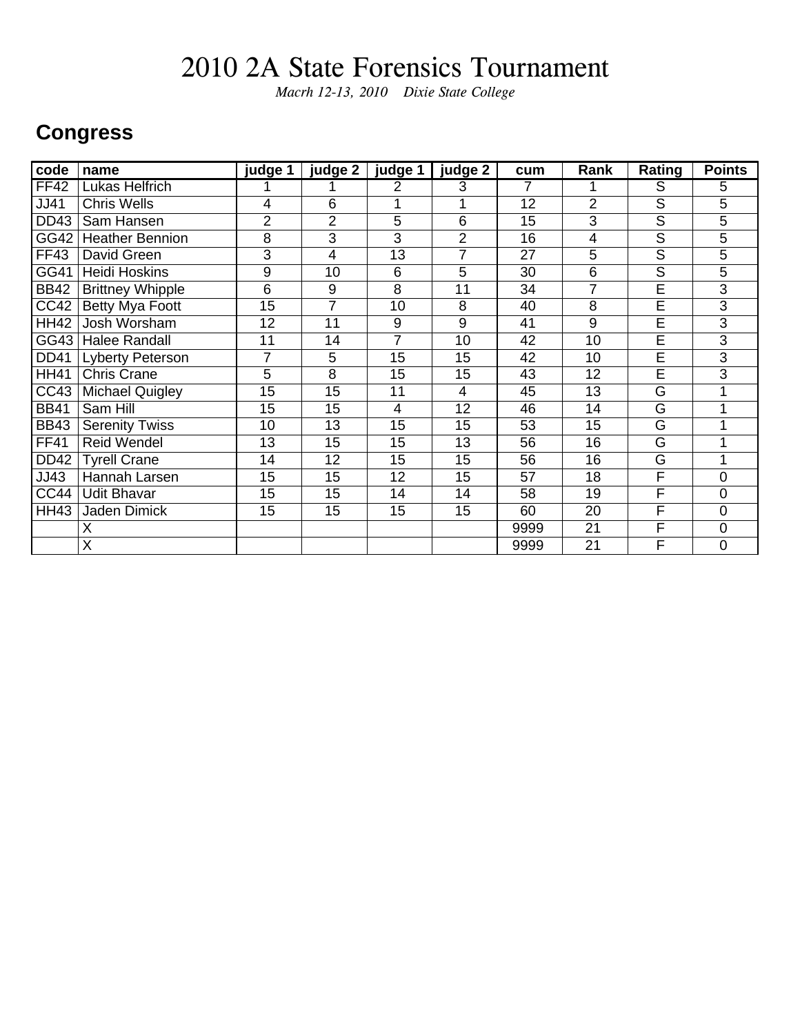# 2010 2A State Forensics Tournament

*Macrh 12-13, 2010 Dixie State College*

## Congress

| code | name | judge 1 | judge 2 | judge 1 | judge 2 | cum | Rank | Rating | Points |
|---|---|---|---|---|---|---|---|---|---|
| FF42 | Lukas Helfrich | 1 | 1 | 2 | 3 | 7 | 1 | S | 5 |
| JJ41 | Chris Wells | 4 | 6 | 1 | 1 | 12 | 2 | S | 5 |
| DD43 | Sam Hansen | 2 | 2 | 5 | 6 | 15 | 3 | S | 5 |
| GG42 | Heather Bennion | 8 | 3 | 3 | 2 | 16 | 4 | S | 5 |
| FF43 | David Green | 3 | 4 | 13 | 7 | 27 | 5 | S | 5 |
| GG41 | Heidi Hoskins | 9 | 10 | 6 | 5 | 30 | 6 | S | 5 |
| BB42 | Brittney Whipple | 6 | 9 | 8 | 11 | 34 | 7 | E | 3 |
| CC42 | Betty Mya Foott | 15 | 7 | 10 | 8 | 40 | 8 | E | 3 |
| HH42 | Josh Worsham | 12 | 11 | 9 | 9 | 41 | 9 | E | 3 |
| GG43 | Halee Randall | 11 | 14 | 7 | 10 | 42 | 10 | E | 3 |
| DD41 | Lyberty Peterson | 7 | 5 | 15 | 15 | 42 | 10 | E | 3 |
| HH41 | Chris Crane | 5 | 8 | 15 | 15 | 43 | 12 | E | 3 |
| CC43 | Michael Quigley | 15 | 15 | 11 | 4 | 45 | 13 | G | 1 |
| BB41 | Sam Hill | 15 | 15 | 4 | 12 | 46 | 14 | G | 1 |
| BB43 | Serenity Twiss | 10 | 13 | 15 | 15 | 53 | 15 | G | 1 |
| FF41 | Reid Wendel | 13 | 15 | 15 | 13 | 56 | 16 | G | 1 |
| DD42 | Tyrell Crane | 14 | 12 | 15 | 15 | 56 | 16 | G | 1 |
| JJ43 | Hannah Larsen | 15 | 15 | 12 | 15 | 57 | 18 | F | 0 |
| CC44 | Udit Bhavar | 15 | 15 | 14 | 14 | 58 | 19 | F | 0 |
| HH43 | Jaden Dimick | 15 | 15 | 15 | 15 | 60 | 20 | F | 0 |
| | X | | | | | 9999 | 21 | F | 0 |
| | X | | | | | 9999 | 21 | F | 0 |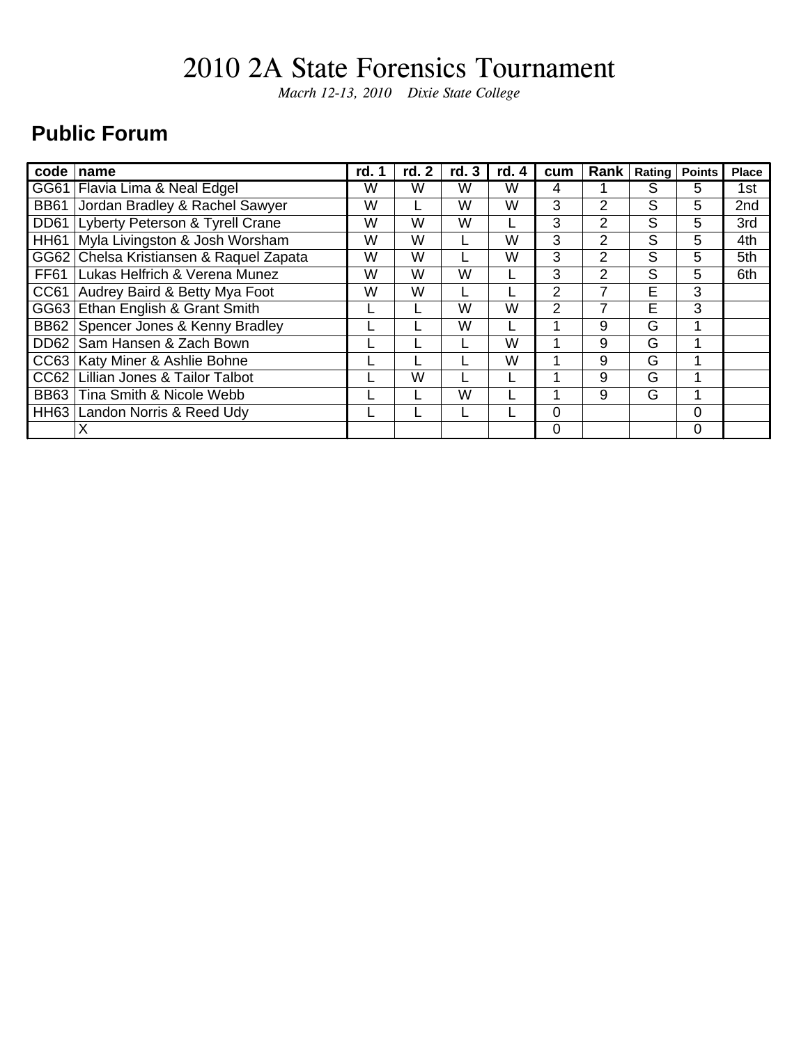# 2010 2A State Forensics Tournament

*Macrh 12-13, 2010 Dixie State College*

## Public Forum

| code | name | rd. 1 | rd. 2 | rd. 3 | rd. 4 | cum | Rank | Rating | Points | Place |
|---|---|---|---|---|---|---|---|---|---|---|
| GG61 | Flavia Lima & Neal Edgel | W | W | W | W | 4 | 1 | S | 5 | 1st |
| BB61 | Jordan Bradley & Rachel Sawyer | W | L | W | W | 3 | 2 | S | 5 | 2nd |
| DD61 | Lyberty Peterson & Tyrell Crane | W | W | W | L | 3 | 2 | S | 5 | 3rd |
| HH61 | Myla Livingston & Josh Worsham | W | W | L | W | 3 | 2 | S | 5 | 4th |
| GG62 | Chelsa Kristiansen & Raquel Zapata | W | W | L | W | 3 | 2 | S | 5 | 5th |
| FF61 | Lukas Helfrich & Verena Munez | W | W | W | L | 3 | 2 | S | 5 | 6th |
| CC61 | Audrey Baird & Betty Mya Foot | W | W | L | L | 2 | 7 | E | 3 | |
| GG63 | Ethan English & Grant Smith | L | L | W | W | 2 | 7 | E | 3 | |
| BB62 | Spencer Jones & Kenny Bradley | L | L | W | L | 1 | 9 | G | 1 | |
| DD62 | Sam Hansen & Zach Bown | L | L | L | W | 1 | 9 | G | 1 | |
| CC63 | Katy Miner & Ashlie Bohne | L | L | L | W | 1 | 9 | G | 1 | |
| CC62 | Lillian Jones & Tailor Talbot | L | W | L | L | 1 | 9 | G | 1 | |
| BB63 | Tina Smith & Nicole Webb | L | L | W | L | 1 | 9 | G | 1 | |
| HH63 | Landon Norris & Reed Udy | L | L | L | L | 0 | | | 0 | |
| | X | | | | | 0 | | | 0 | |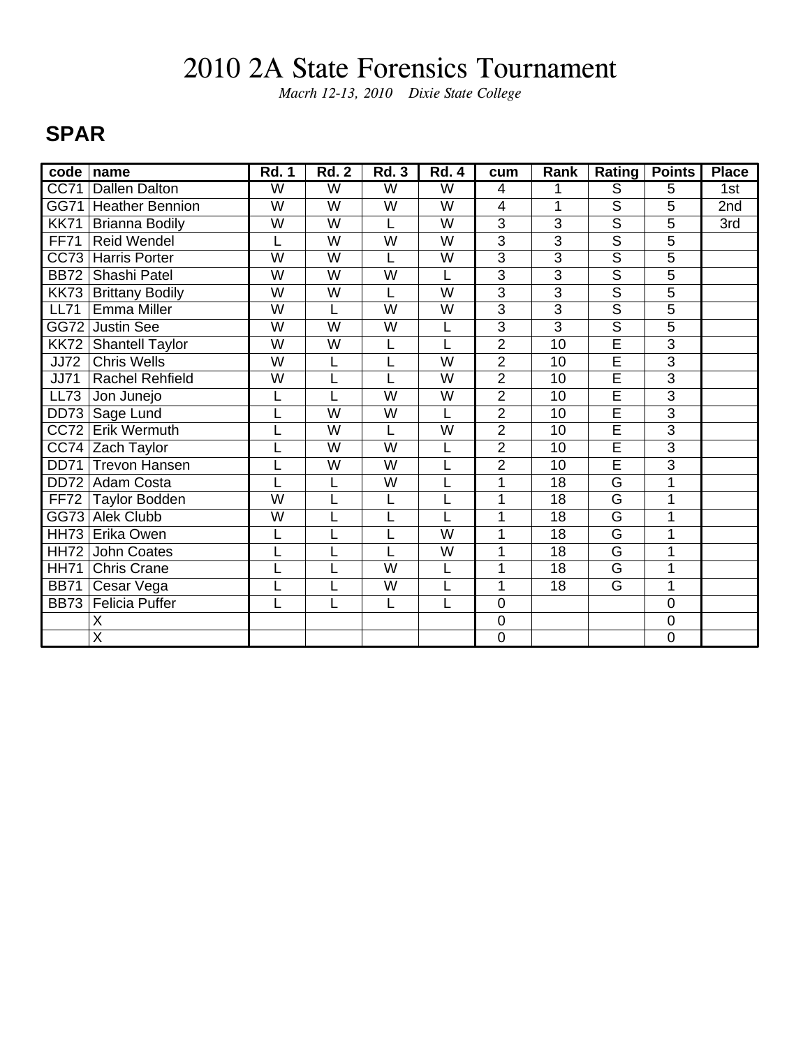# 2010 2A State Forensics Tournament

*Macrh 12-13, 2010    Dixie State College*

## SPAR

| code | name | Rd. 1 | Rd. 2 | Rd. 3 | Rd. 4 | cum | Rank | Rating | Points | Place |
|---|---|---|---|---|---|---|---|---|---|---|
| CC71 | Dallen Dalton | W | W | W | W | 4 | 1 | S | 5 | 1st |
| GG71 | Heather Bennion | W | W | W | W | 4 | 1 | S | 5 | 2nd |
| KK71 | Brianna Bodily | W | W | L | W | 3 | 3 | S | 5 | 3rd |
| FF71 | Reid Wendel | L | W | W | W | 3 | 3 | S | 5 | |
| CC73 | Harris Porter | W | W | L | W | 3 | 3 | S | 5 | |
| BB72 | Shashi Patel | W | W | W | L | 3 | 3 | S | 5 | |
| KK73 | Brittany Bodily | W | W | L | W | 3 | 3 | S | 5 | |
| LL71 | Emma Miller | W | L | W | W | 3 | 3 | S | 5 | |
| GG72 | Justin See | W | W | W | L | 3 | 3 | S | 5 | |
| KK72 | Shantell Taylor | W | W | L | L | 2 | 10 | E | 3 | |
| JJ72 | Chris Wells | W | L | L | W | 2 | 10 | E | 3 | |
| JJ71 | Rachel Rehfield | W | L | L | W | 2 | 10 | E | 3 | |
| LL73 | Jon Junejo | L | L | W | W | 2 | 10 | E | 3 | |
| DD73 | Sage Lund | L | W | W | L | 2 | 10 | E | 3 | |
| CC72 | Erik Wermuth | L | W | L | W | 2 | 10 | E | 3 | |
| CC74 | Zach Taylor | L | W | W | L | 2 | 10 | E | 3 | |
| DD71 | Trevon Hansen | L | W | W | L | 2 | 10 | E | 3 | |
| DD72 | Adam Costa | L | L | W | L | 1 | 18 | G | 1 | |
| FF72 | Taylor Bodden | W | L | L | L | 1 | 18 | G | 1 | |
| GG73 | Alek Clubb | W | L | L | L | 1 | 18 | G | 1 | |
| HH73 | Erika Owen | L | L | L | W | 1 | 18 | G | 1 | |
| HH72 | John Coates | L | L | L | W | 1 | 18 | G | 1 | |
| HH71 | Chris Crane | L | L | W | L | 1 | 18 | G | 1 | |
| BB71 | Cesar Vega | L | L | W | L | 1 | 18 | G | 1 | |
| BB73 | Felicia Puffer | L | L | L | L | 0 | | | 0 | |
| | X | | | | | 0 | | | 0 | |
| | X | | | | | 0 | | | 0 | |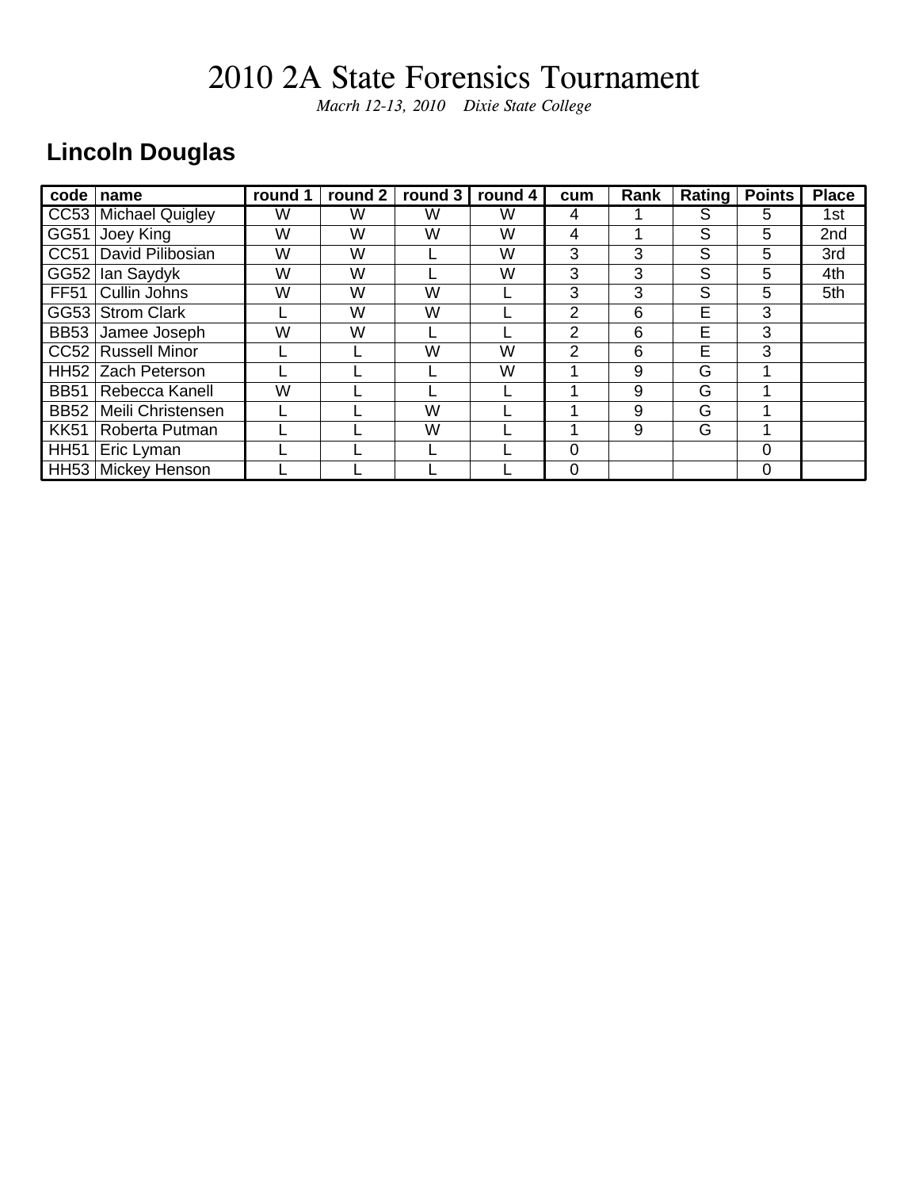# 2010 2A State Forensics Tournament

*Macrh 12-13, 2010 Dixie State College*

## Lincoln Douglas

| code | name | round 1 | round 2 | round 3 | round 4 | cum | Rank | Rating | Points | Place |
|---|---|---|---|---|---|---|---|---|---|---|
| CC53 | Michael Quigley | W | W | W | W | 4 | 1 | S | 5 | 1st |
| GG51 | Joey King | W | W | W | W | 4 | 1 | S | 5 | 2nd |
| CC51 | David Pilibosian | W | W | L | W | 3 | 3 | S | 5 | 3rd |
| GG52 | Ian Saydyk | W | W | L | W | 3 | 3 | S | 5 | 4th |
| FF51 | Cullin Johns | W | W | W | L | 3 | 3 | S | 5 | 5th |
| GG53 | Strom Clark | L | W | W | L | 2 | 6 | E | 3 | |
| BB53 | Jamee Joseph | W | W | L | L | 2 | 6 | E | 3 | |
| CC52 | Russell Minor | L | L | W | W | 2 | 6 | E | 3 | |
| HH52 | Zach Peterson | L | L | L | W | 1 | 9 | G | 1 | |
| BB51 | Rebecca Kanell | W | L | L | L | 1 | 9 | G | 1 | |
| BB52 | Meili Christensen | L | L | W | L | 1 | 9 | G | 1 | |
| KK51 | Roberta Putman | L | L | W | L | 1 | 9 | G | 1 | |
| HH51 | Eric Lyman | L | L | L | L | 0 | | | 0 | |
| HH53 | Mickey Henson | L | L | L | L | 0 | | | 0 | |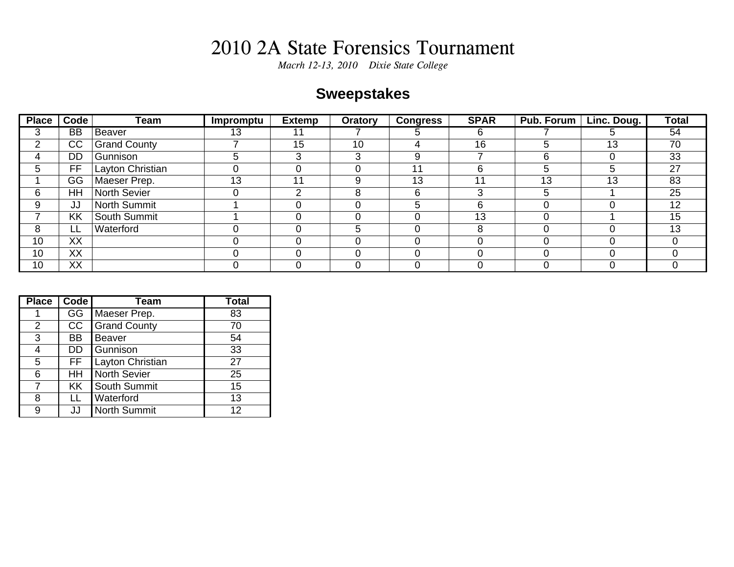# 2010 2A State Forensics Tournament

*Macrh 12-13, 2010 Dixie State College*

## Sweepstakes

| Place | Code | Team | Impromptu | Extemp | Oratory | Congress | SPAR | Pub. Forum | Linc. Doug. | Total |
|---|---|---|---|---|---|---|---|---|---|---|
| 3 | BB | Beaver | 13 | 11 | 7 | 5 | 6 | 7 | 5 | 54 |
| 2 | CC | Grand County | 7 | 15 | 10 | 4 | 16 | 5 | 13 | 70 |
| 4 | DD | Gunnison | 5 | 3 | 3 | 9 | 7 | 6 | 0 | 33 |
| 5 | FF | Layton Christian | 0 | 0 | 0 | 11 | 6 | 5 | 5 | 27 |
| 1 | GG | Maeser Prep. | 13 | 11 | 9 | 13 | 11 | 13 | 13 | 83 |
| 6 | HH | North Sevier | 0 | 2 | 8 | 6 | 3 | 5 | 1 | 25 |
| 9 | JJ | North Summit | 1 | 0 | 0 | 5 | 6 | 0 | 0 | 12 |
| 7 | KK | South Summit | 1 | 0 | 0 | 0 | 13 | 0 | 1 | 15 |
| 8 | LL | Waterford | 0 | 0 | 5 | 0 | 8 | 0 | 0 | 13 |
| 10 | XX | | 0 | 0 | 0 | 0 | 0 | 0 | 0 | 0 |
| 10 | XX | | 0 | 0 | 0 | 0 | 0 | 0 | 0 | 0 |
| 10 | XX | | 0 | 0 | 0 | 0 | 0 | 0 | 0 | 0 |

| Place | Code | Team | Total |
|---|---|---|---|
| 1 | GG | Maeser Prep. | 83 |
| 2 | CC | Grand County | 70 |
| 3 | BB | Beaver | 54 |
| 4 | DD | Gunnison | 33 |
| 5 | FF | Layton Christian | 27 |
| 6 | HH | North Sevier | 25 |
| 7 | KK | South Summit | 15 |
| 8 | LL | Waterford | 13 |
| 9 | JJ | North Summit | 12 |